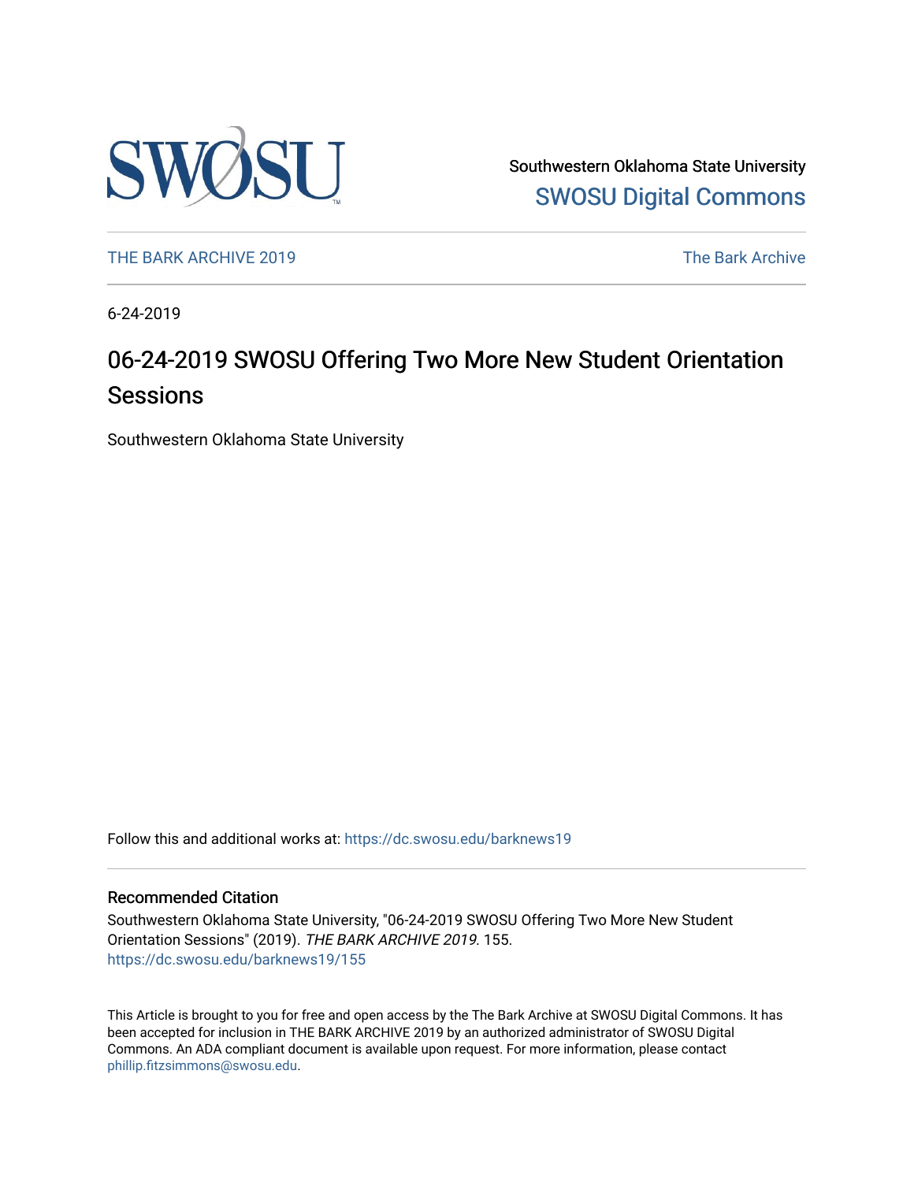Southwestern Oklahoma State University

SWOSU Digital Commons

THE BARK ARCHIVE 2019 | The Bark Archive

6-24-2019

# 06-24-2019 SWOSU Offering Two More New Student Orientation Sessions

Southwestern Oklahoma State University

Follow this and additional works at: https://dc.swosu.edu/barknews19

### Recommended Citation

Southwestern Oklahoma State University, "06-24-2019 SWOSU Offering Two More New Student Orientation Sessions" (2019). *THE BARK ARCHIVE 2019*. 155.
https://dc.swosu.edu/barknews19/155

This Article is brought to you for free and open access by the The Bark Archive at SWOSU Digital Commons. It has been accepted for inclusion in THE BARK ARCHIVE 2019 by an authorized administrator of SWOSU Digital Commons. An ADA compliant document is available upon request. For more information, please contact phillip.fitzsimmons@swosu.edu.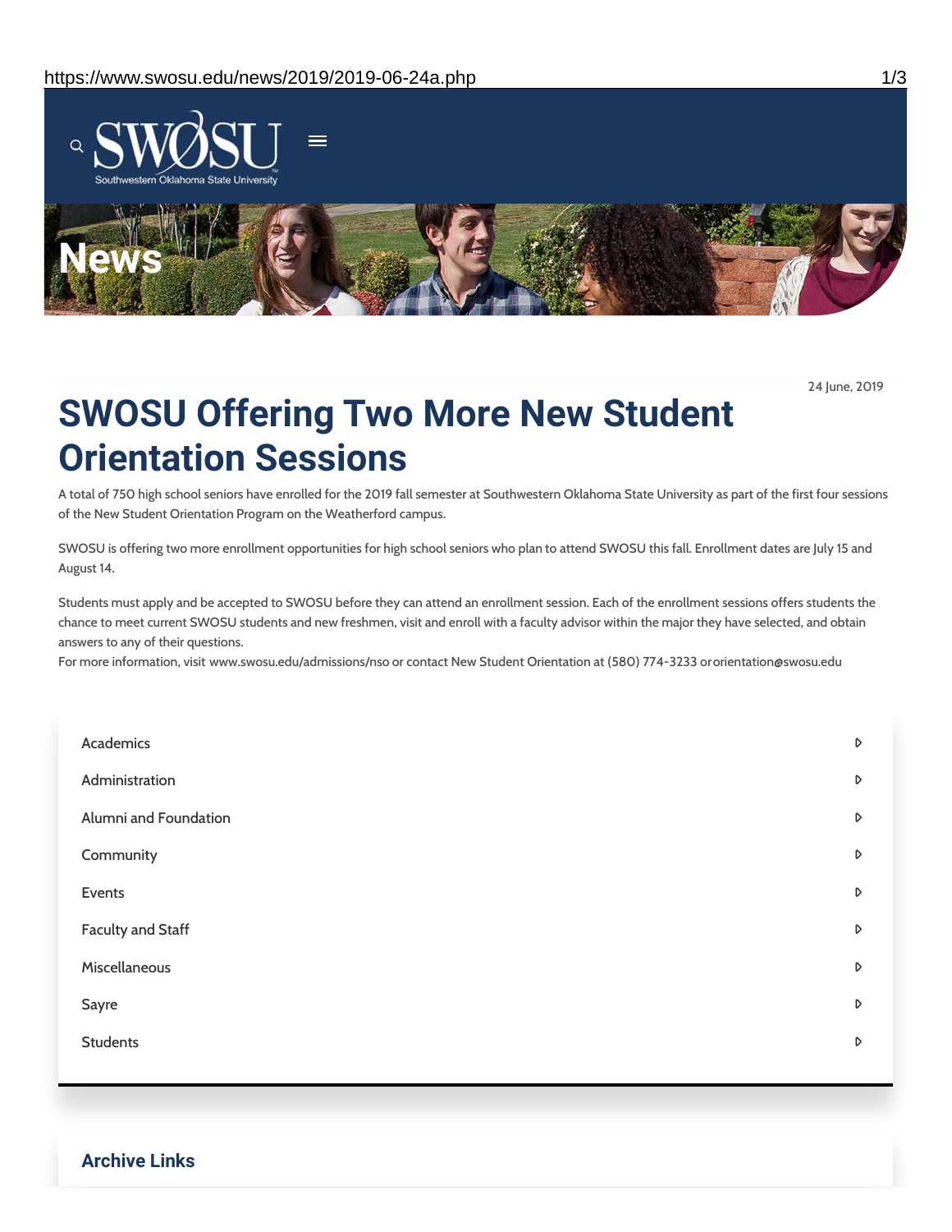News

24 June, 2019

# SWOSU Offering Two More New Student Orientation Sessions

A total of 750 high school seniors have enrolled for the 2019 fall semester at Southwestern Oklahoma State University as part of the first four sessions of the New Student Orientation Program on the Weatherford campus.

SWOSU is offering two more enrollment opportunities for high school seniors who plan to attend SWOSU this fall. Enrollment dates are July 15 and August 14.

Students must apply and be accepted to SWOSU before they can attend an enrollment session. Each of the enrollment sessions offers students the chance to meet current SWOSU students and new freshmen, visit and enroll with a faculty advisor within the major they have selected, and obtain answers to any of their questions.
For more information, visit www.swosu.edu/admissions/nso or contact New Student Orientation at (580) 774-3233 or orientation@swosu.edu

- Academics
- Administration
- Alumni and Foundation
- Community
- Events
- Faculty and Staff
- Miscellaneous
- Sayre
- Students

## Archive Links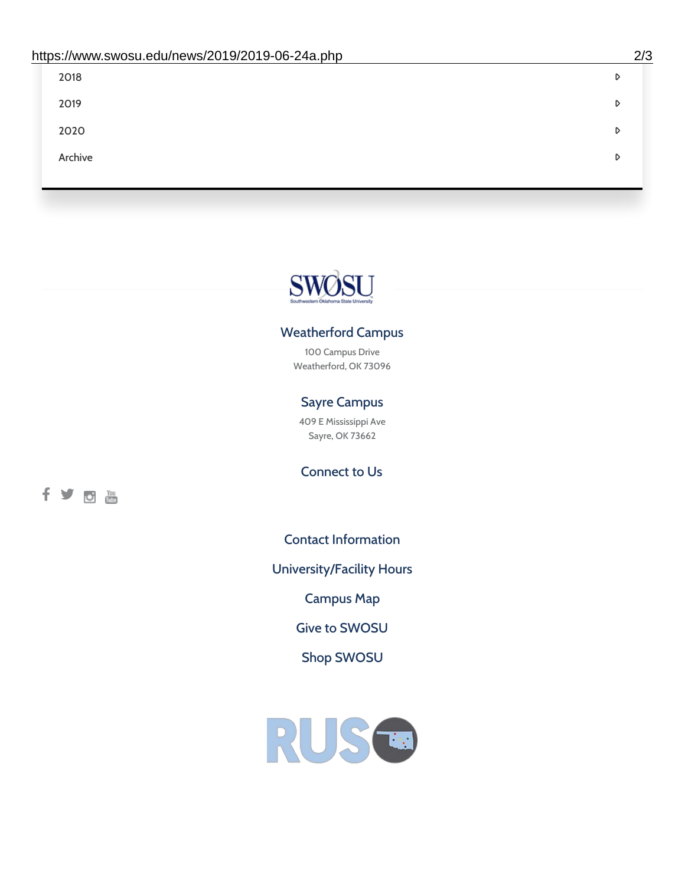2018

2019

2020

Archive

SWOSU

Southwestern Oklahoma State University

## Weatherford Campus

100 Campus Drive
Weatherford, OK 73096

## Sayre Campus

409 E Mississippi Ave
Sayre, OK 73662

## Connect to Us

Contact Information

University/Facility Hours

Campus Map

Give to SWOSU

Shop SWOSU

RUSO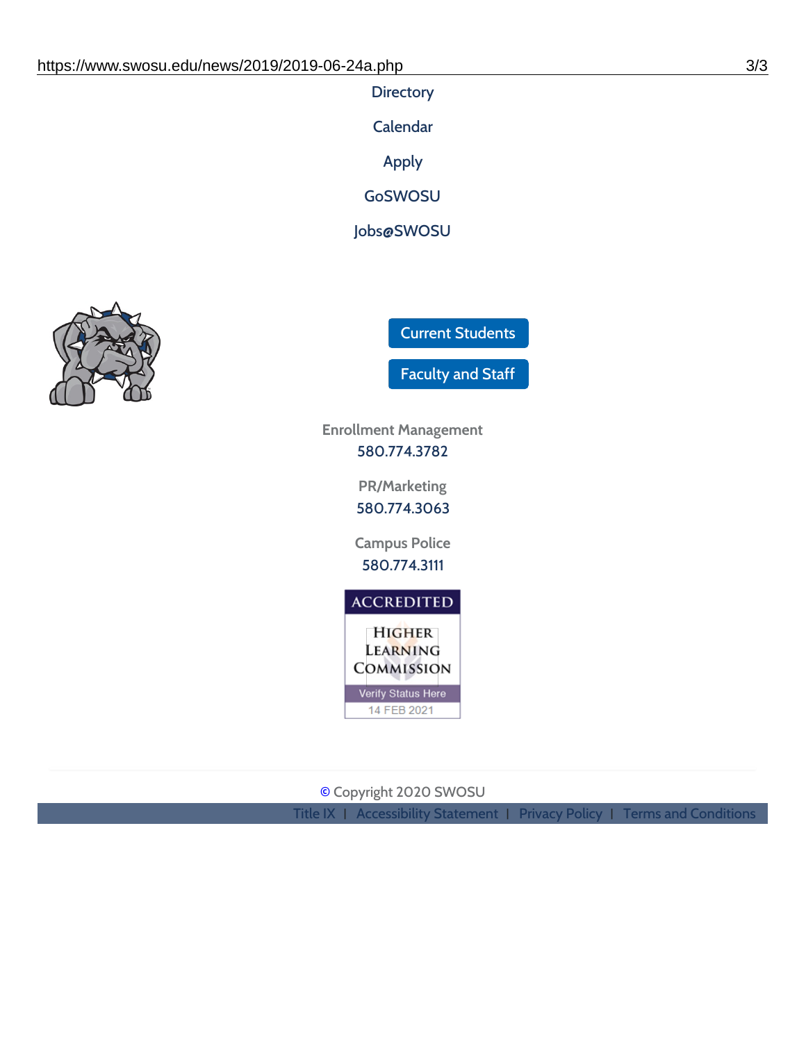Directory

Calendar

Apply

GoSWOSU

Jobs@SWOSU

Current Students

Faculty and Staff

Enrollment Management
580.774.3782

PR/Marketing
580.774.3063

Campus Police
580.774.3111

ACCREDITED
HIGHER LEARNING COMMISSION
Verify Status Here
14 FEB 2021

© Copyright 2020 SWOSU

Title IX | Accessibility Statement | Privacy Policy | Terms and Conditions